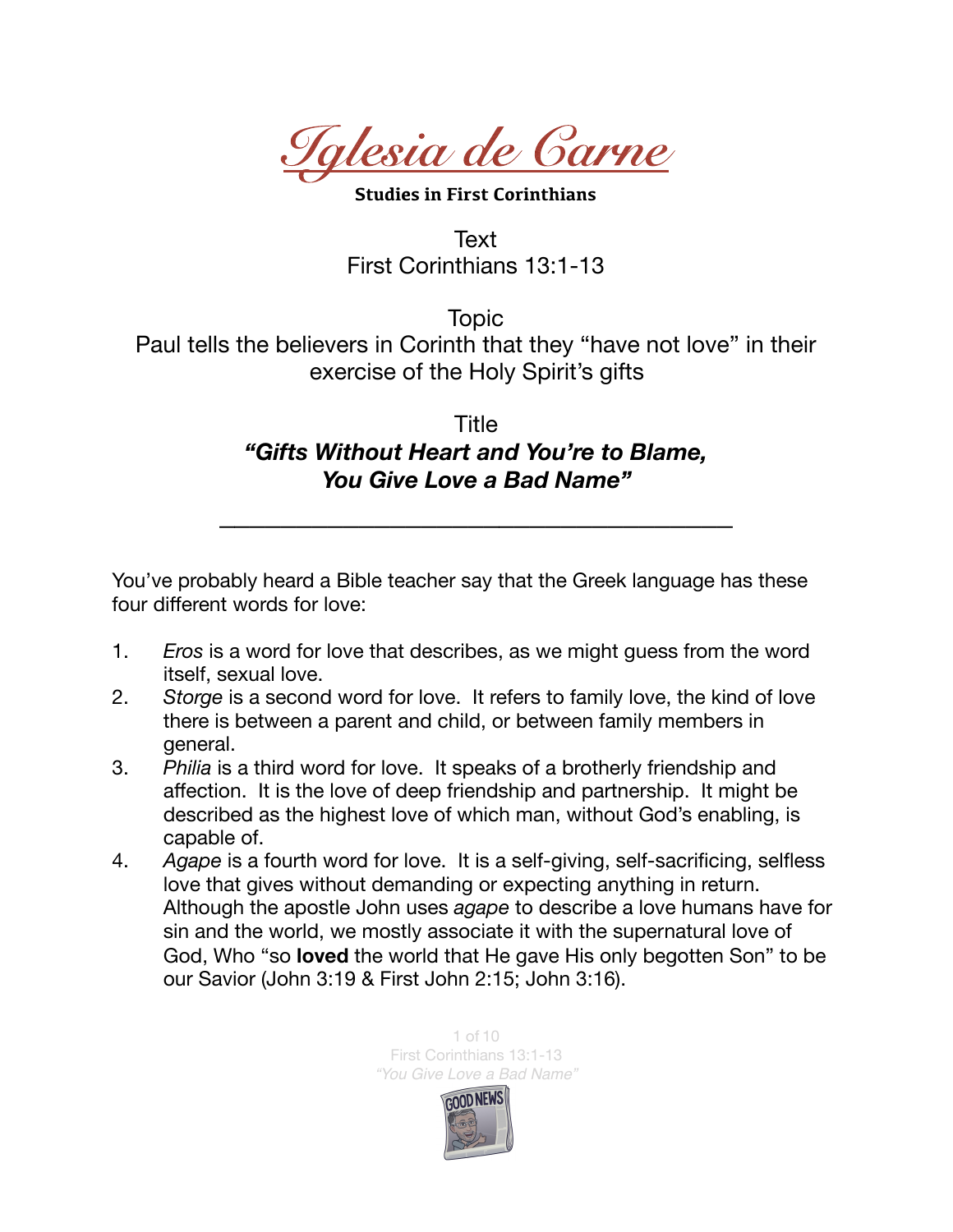# *Iglesia de Carne*

**Studies in First Corinthians**

Text
First Corinthians 13:1-13

Topic
Paul tells the believers in Corinth that they "have not love" in their exercise of the Holy Spirit's gifts

Title
***"Gifts Without Heart and You're to Blame, You Give Love a Bad Name"***

---

You've probably heard a Bible teacher say that the Greek language has these four different words for love:

1. *Eros* is a word for love that describes, as we might guess from the word itself, sexual love.
2. *Storge* is a second word for love. It refers to family love, the kind of love there is between a parent and child, or between family members in general.
3. *Philia* is a third word for love. It speaks of a brotherly friendship and affection. It is the love of deep friendship and partnership. It might be described as the highest love of which man, without God's enabling, is capable of.
4. *Agape* is a fourth word for love. It is a self-giving, self-sacrificing, selfless love that gives without demanding or expecting anything in return. Although the apostle John uses *agape* to describe a love humans have for sin and the world, we mostly associate it with the supernatural love of God, Who "so **loved** the world that He gave His only begotten Son" to be our Savior (John 3:19 & First John 2:15; John 3:16).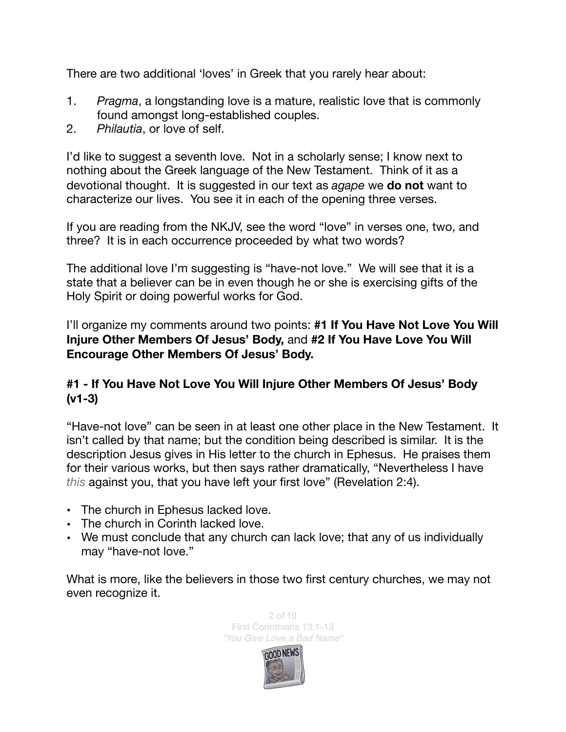There are two additional 'loves' in Greek that you rarely hear about:

1. *Pragma*, a longstanding love is a mature, realistic love that is commonly found amongst long-established couples.
2. *Philautia*, or love of self.

I'd like to suggest a seventh love. Not in a scholarly sense; I know next to nothing about the Greek language of the New Testament. Think of it as a devotional thought. It is suggested in our text as *agape* we **do not** want to characterize our lives. You see it in each of the opening three verses.

If you are reading from the NKJV, see the word "love" in verses one, two, and three? It is in each occurrence proceeded by what two words?

The additional love I'm suggesting is "have-not love." We will see that it is a state that a believer can be in even though he or she is exercising gifts of the Holy Spirit or doing powerful works for God.

I'll organize my comments around two points: **#1 If You Have Not Love You Will Injure Other Members Of Jesus' Body,** and **#2 If You Have Love You Will Encourage Other Members Of Jesus' Body.**

### #1 - If You Have Not Love You Will Injure Other Members Of Jesus' Body (v1-3)

"Have-not love" can be seen in at least one other place in the New Testament. It isn't called by that name; but the condition being described is similar. It is the description Jesus gives in His letter to the church in Ephesus. He praises them for their various works, but then says rather dramatically, "Nevertheless I have *this* against you, that you have left your first love" (Revelation 2:4).

- The church in Ephesus lacked love.
- The church in Corinth lacked love.
- We must conclude that any church can lack love; that any of us individually may "have-not love."

What is more, like the believers in those two first century churches, we may not even recognize it.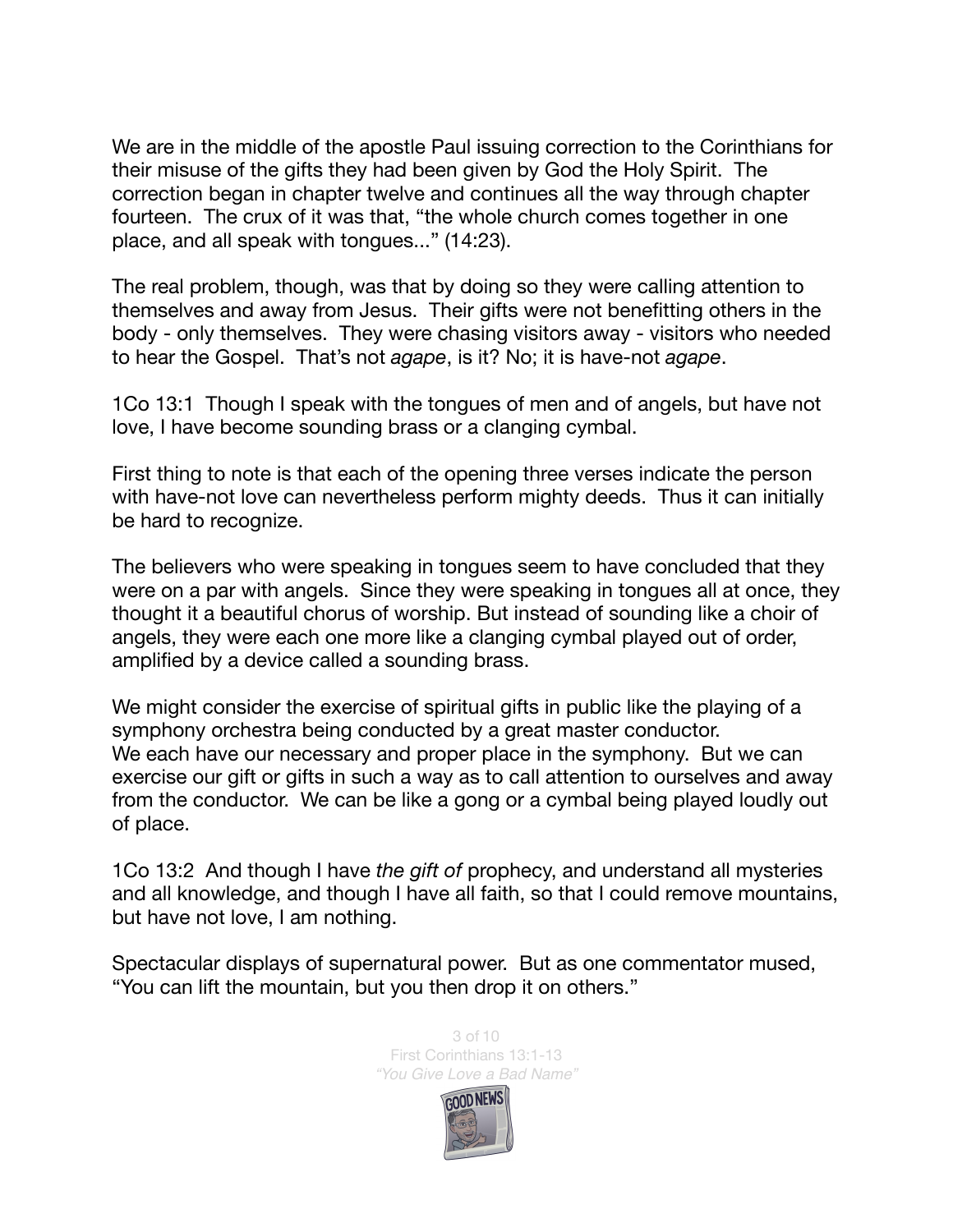We are in the middle of the apostle Paul issuing correction to the Corinthians for their misuse of the gifts they had been given by God the Holy Spirit. The correction began in chapter twelve and continues all the way through chapter fourteen. The crux of it was that, "the whole church comes together in one place, and all speak with tongues..." (14:23).

The real problem, though, was that by doing so they were calling attention to themselves and away from Jesus. Their gifts were not benefitting others in the body - only themselves. They were chasing visitors away - visitors who needed to hear the Gospel. That's not *agape*, is it? No; it is have-not *agape*.

1Co 13:1 Though I speak with the tongues of men and of angels, but have not love, I have become sounding brass or a clanging cymbal.

First thing to note is that each of the opening three verses indicate the person with have-not love can nevertheless perform mighty deeds. Thus it can initially be hard to recognize.

The believers who were speaking in tongues seem to have concluded that they were on a par with angels. Since they were speaking in tongues all at once, they thought it a beautiful chorus of worship. But instead of sounding like a choir of angels, they were each one more like a clanging cymbal played out of order, amplified by a device called a sounding brass.

We might consider the exercise of spiritual gifts in public like the playing of a symphony orchestra being conducted by a great master conductor. We each have our necessary and proper place in the symphony. But we can exercise our gift or gifts in such a way as to call attention to ourselves and away from the conductor. We can be like a gong or a cymbal being played loudly out of place.

1Co 13:2 And though I have *the gift of* prophecy, and understand all mysteries and all knowledge, and though I have all faith, so that I could remove mountains, but have not love, I am nothing.

Spectacular displays of supernatural power. But as one commentator mused, "You can lift the mountain, but you then drop it on others."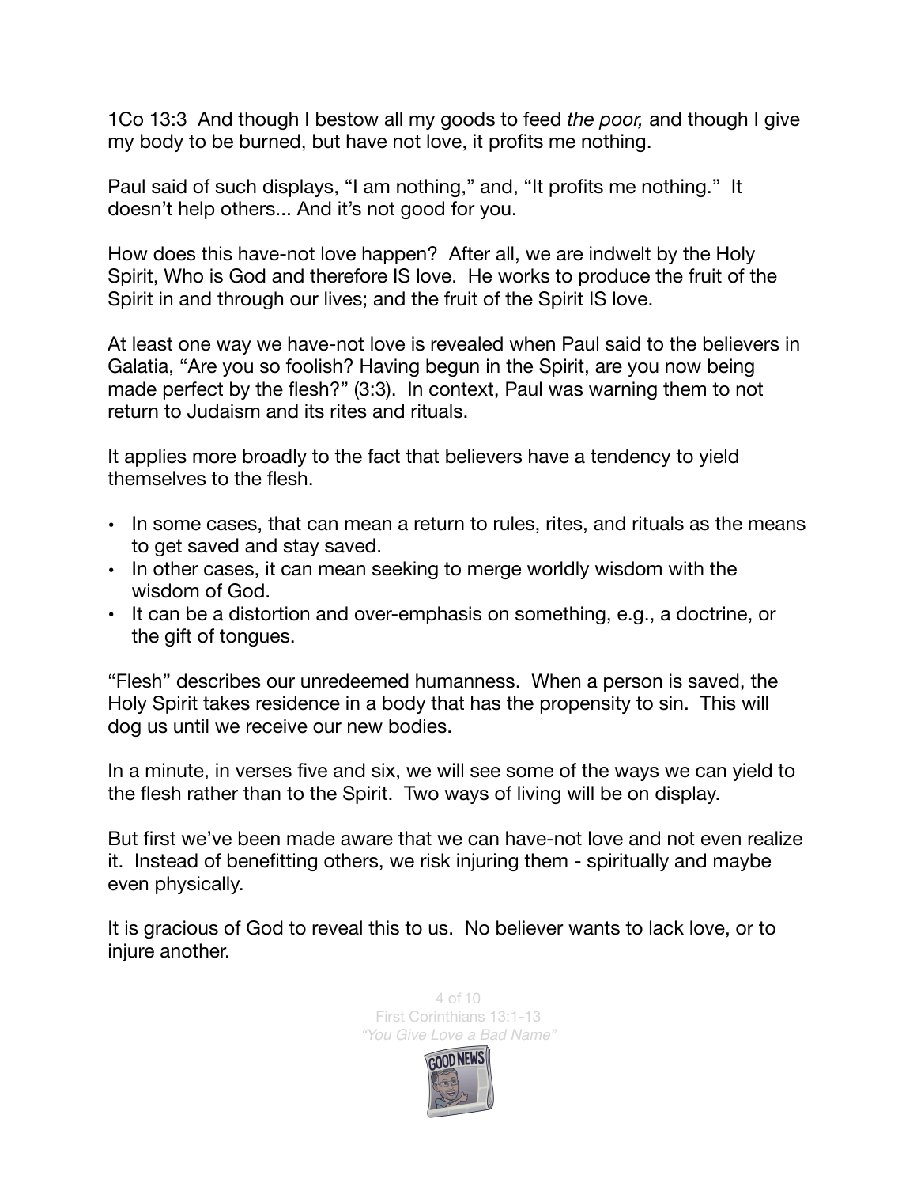1Co 13:3 And though I bestow all my goods to feed *the poor,* and though I give my body to be burned, but have not love, it profits me nothing.

Paul said of such displays, "I am nothing," and, "It profits me nothing." It doesn't help others... And it's not good for you.

How does this have-not love happen? After all, we are indwelt by the Holy Spirit, Who is God and therefore IS love. He works to produce the fruit of the Spirit in and through our lives; and the fruit of the Spirit IS love.

At least one way we have-not love is revealed when Paul said to the believers in Galatia, "Are you so foolish? Having begun in the Spirit, are you now being made perfect by the flesh?" (3:3). In context, Paul was warning them to not return to Judaism and its rites and rituals.

It applies more broadly to the fact that believers have a tendency to yield themselves to the flesh.

- In some cases, that can mean a return to rules, rites, and rituals as the means to get saved and stay saved.
- In other cases, it can mean seeking to merge worldly wisdom with the wisdom of God.
- It can be a distortion and over-emphasis on something, e.g., a doctrine, or the gift of tongues.

"Flesh" describes our unredeemed humanness. When a person is saved, the Holy Spirit takes residence in a body that has the propensity to sin. This will dog us until we receive our new bodies.

In a minute, in verses five and six, we will see some of the ways we can yield to the flesh rather than to the Spirit. Two ways of living will be on display.

But first we've been made aware that we can have-not love and not even realize it. Instead of benefitting others, we risk injuring them - spiritually and maybe even physically.

It is gracious of God to reveal this to us. No believer wants to lack love, or to injure another.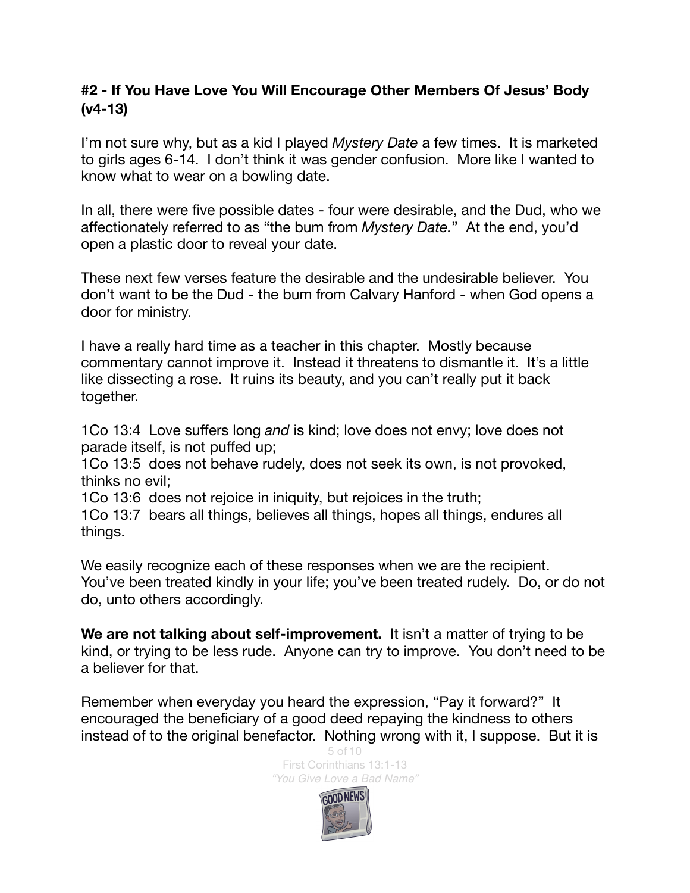**#2 - If You Have Love You Will Encourage Other Members Of Jesus' Body (v4-13)**

I'm not sure why, but as a kid I played *Mystery Date* a few times. It is marketed to girls ages 6-14. I don't think it was gender confusion. More like I wanted to know what to wear on a bowling date.

In all, there were five possible dates - four were desirable, and the Dud, who we affectionately referred to as "the bum from *Mystery Date."* At the end, you'd open a plastic door to reveal your date.

These next few verses feature the desirable and the undesirable believer. You don't want to be the Dud - the bum from Calvary Hanford - when God opens a door for ministry.

I have a really hard time as a teacher in this chapter. Mostly because commentary cannot improve it. Instead it threatens to dismantle it. It's a little like dissecting a rose. It ruins its beauty, and you can't really put it back together.

1Co 13:4 Love suffers long *and* is kind; love does not envy; love does not parade itself, is not puffed up;
1Co 13:5 does not behave rudely, does not seek its own, is not provoked, thinks no evil;
1Co 13:6 does not rejoice in iniquity, but rejoices in the truth;
1Co 13:7 bears all things, believes all things, hopes all things, endures all things.

We easily recognize each of these responses when we are the recipient. You've been treated kindly in your life; you've been treated rudely. Do, or do not do, unto others accordingly.

**We are not talking about self-improvement.** It isn't a matter of trying to be kind, or trying to be less rude. Anyone can try to improve. You don't need to be a believer for that.

Remember when everyday you heard the expression, "Pay it forward?" It encouraged the beneficiary of a good deed repaying the kindness to others instead of to the original benefactor. Nothing wrong with it, I suppose. But it is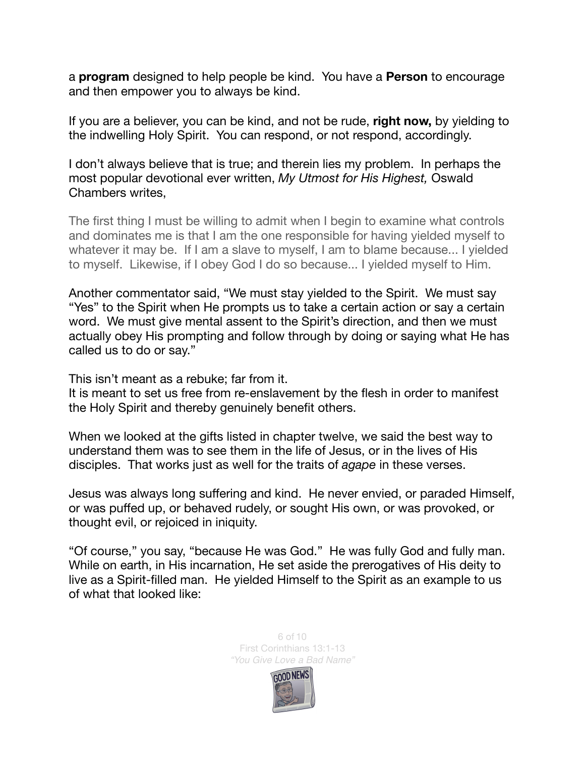a **program** designed to help people be kind. You have a **Person** to encourage and then empower you to always be kind.

If you are a believer, you can be kind, and not be rude, **right now,** by yielding to the indwelling Holy Spirit. You can respond, or not respond, accordingly.

I don't always believe that is true; and therein lies my problem. In perhaps the most popular devotional ever written, *My Utmost for His Highest,* Oswald Chambers writes,

> The first thing I must be willing to admit when I begin to examine what controls and dominates me is that I am the one responsible for having yielded myself to whatever it may be. If I am a slave to myself, I am to blame because... I yielded to myself. Likewise, if I obey God I do so because... I yielded myself to Him.

Another commentator said, "We must stay yielded to the Spirit. We must say "Yes" to the Spirit when He prompts us to take a certain action or say a certain word. We must give mental assent to the Spirit's direction, and then we must actually obey His prompting and follow through by doing or saying what He has called us to do or say."

This isn't meant as a rebuke; far from it.
It is meant to set us free from re-enslavement by the flesh in order to manifest the Holy Spirit and thereby genuinely benefit others.

When we looked at the gifts listed in chapter twelve, we said the best way to understand them was to see them in the life of Jesus, or in the lives of His disciples. That works just as well for the traits of *agape* in these verses.

Jesus was always long suffering and kind. He never envied, or paraded Himself, or was puffed up, or behaved rudely, or sought His own, or was provoked, or thought evil, or rejoiced in iniquity.

"Of course," you say, "because He was God." He was fully God and fully man. While on earth, in His incarnation, He set aside the prerogatives of His deity to live as a Spirit-filled man. He yielded Himself to the Spirit as an example to us of what that looked like: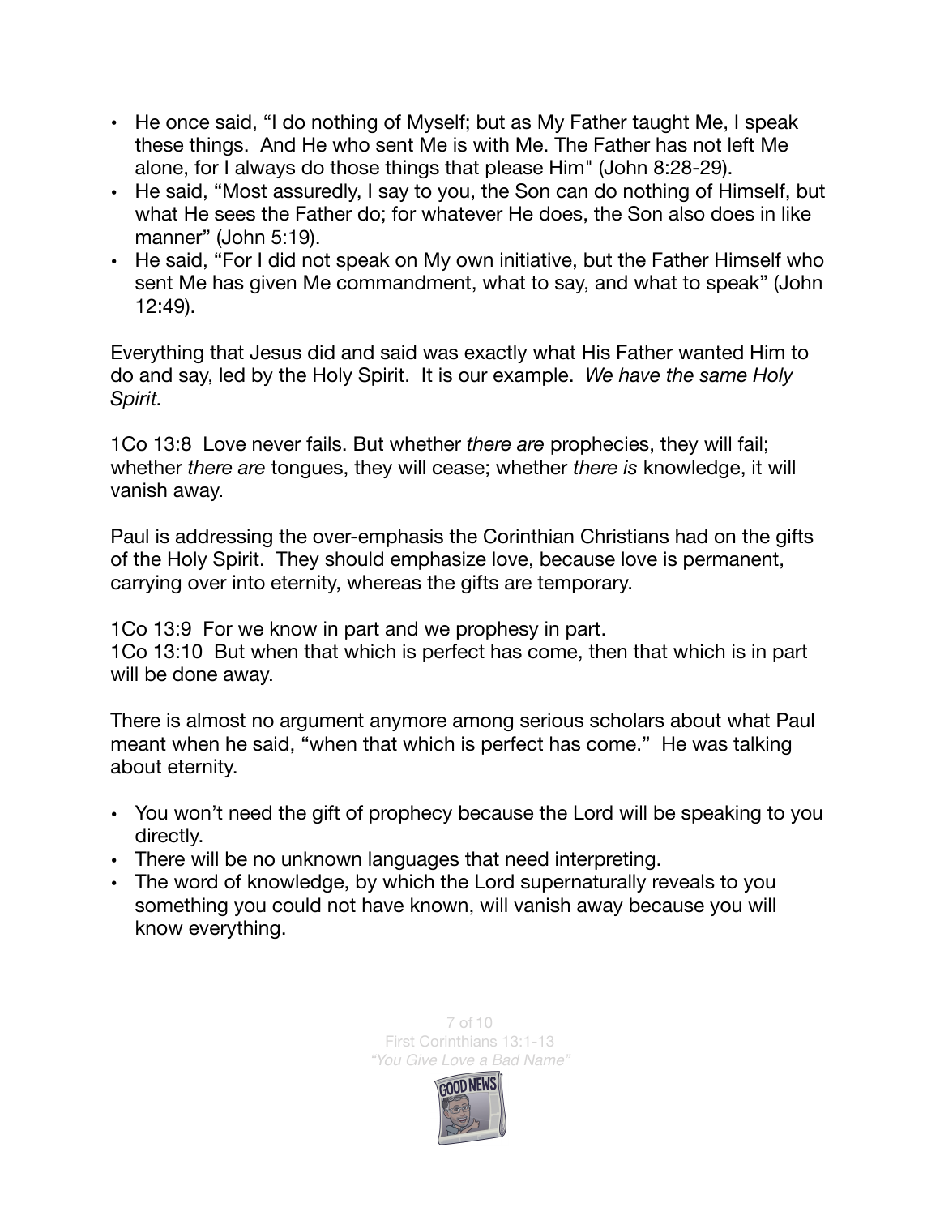- He once said, "I do nothing of Myself; but as My Father taught Me, I speak these things. And He who sent Me is with Me. The Father has not left Me alone, for I always do those things that please Him" (John 8:28-29).
- He said, "Most assuredly, I say to you, the Son can do nothing of Himself, but what He sees the Father do; for whatever He does, the Son also does in like manner" (John 5:19).
- He said, "For I did not speak on My own initiative, but the Father Himself who sent Me has given Me commandment, what to say, and what to speak" (John 12:49).

Everything that Jesus did and said was exactly what His Father wanted Him to do and say, led by the Holy Spirit. It is our example. *We have the same Holy Spirit.*

1Co 13:8 Love never fails. But whether *there are* prophecies, they will fail; whether *there are* tongues, they will cease; whether *there is* knowledge, it will vanish away.

Paul is addressing the over-emphasis the Corinthian Christians had on the gifts of the Holy Spirit. They should emphasize love, because love is permanent, carrying over into eternity, whereas the gifts are temporary.

1Co 13:9 For we know in part and we prophesy in part.
1Co 13:10 But when that which is perfect has come, then that which is in part will be done away.

There is almost no argument anymore among serious scholars about what Paul meant when he said, "when that which is perfect has come." He was talking about eternity.

- You won't need the gift of prophecy because the Lord will be speaking to you directly.
- There will be no unknown languages that need interpreting.
- The word of knowledge, by which the Lord supernaturally reveals to you something you could not have known, will vanish away because you will know everything.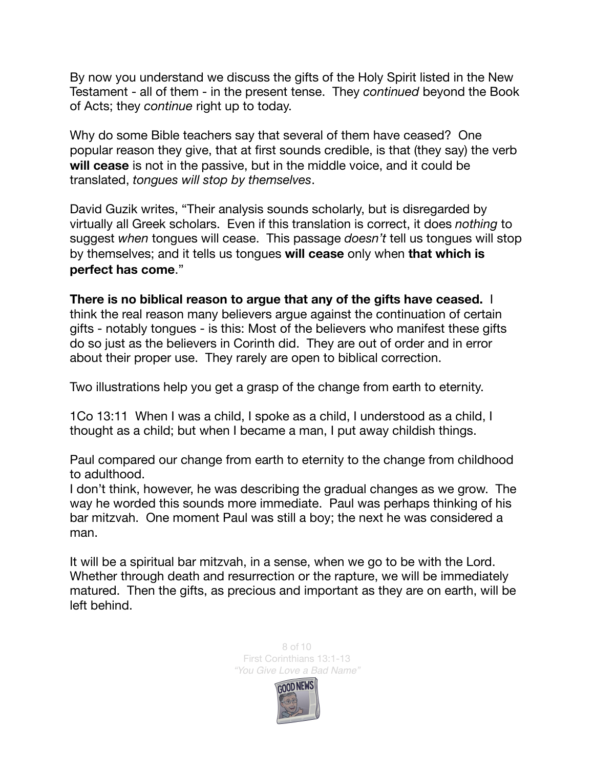By now you understand we discuss the gifts of the Holy Spirit listed in the New Testament - all of them - in the present tense. They *continued* beyond the Book of Acts; they *continue* right up to today.

Why do some Bible teachers say that several of them have ceased? One popular reason they give, that at first sounds credible, is that (they say) the verb **will cease** is not in the passive, but in the middle voice, and it could be translated, *tongues will stop by themselves*.

David Guzik writes, "Their analysis sounds scholarly, but is disregarded by virtually all Greek scholars. Even if this translation is correct, it does *nothing* to suggest *when* tongues will cease. This passage *doesn't* tell us tongues will stop by themselves; and it tells us tongues **will cease** only when **that which is perfect has come**."

**There is no biblical reason to argue that any of the gifts have ceased.** I think the real reason many believers argue against the continuation of certain gifts - notably tongues - is this: Most of the believers who manifest these gifts do so just as the believers in Corinth did. They are out of order and in error about their proper use. They rarely are open to biblical correction.

Two illustrations help you get a grasp of the change from earth to eternity.

1Co 13:11 When I was a child, I spoke as a child, I understood as a child, I thought as a child; but when I became a man, I put away childish things.

Paul compared our change from earth to eternity to the change from childhood to adulthood.
I don't think, however, he was describing the gradual changes as we grow. The way he worded this sounds more immediate. Paul was perhaps thinking of his bar mitzvah. One moment Paul was still a boy; the next he was considered a man.

It will be a spiritual bar mitzvah, in a sense, when we go to be with the Lord. Whether through death and resurrection or the rapture, we will be immediately matured. Then the gifts, as precious and important as they are on earth, will be left behind.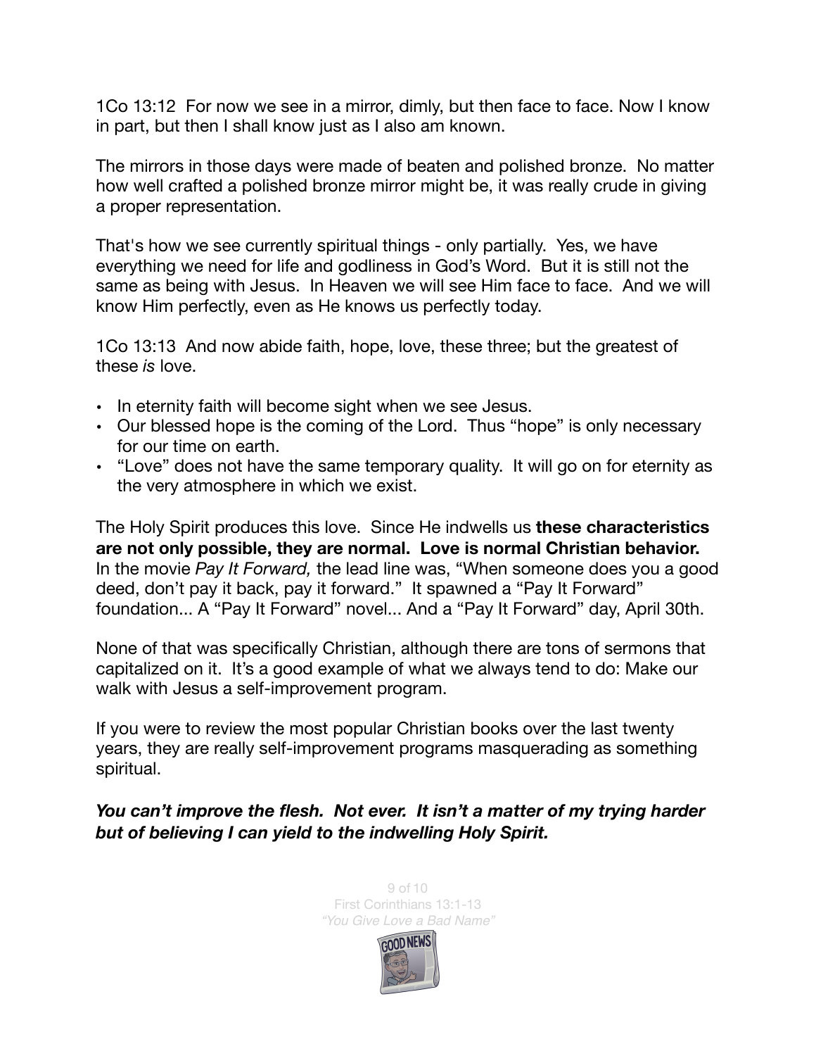1Co 13:12  For now we see in a mirror, dimly, but then face to face. Now I know in part, but then I shall know just as I also am known.

The mirrors in those days were made of beaten and polished bronze.  No matter how well crafted a polished bronze mirror might be, it was really crude in giving a proper representation.

That's how we see currently spiritual things - only partially.  Yes, we have everything we need for life and godliness in God's Word.  But it is still not the same as being with Jesus.  In Heaven we will see Him face to face.  And we will know Him perfectly, even as He knows us perfectly today.

1Co 13:13  And now abide faith, hope, love, these three; but the greatest of these *is* love.

- In eternity faith will become sight when we see Jesus.
- Our blessed hope is the coming of the Lord.  Thus "hope" is only necessary for our time on earth.
- "Love" does not have the same temporary quality.  It will go on for eternity as the very atmosphere in which we exist.

The Holy Spirit produces this love.  Since He indwells us **these characteristics are not only possible, they are normal.  Love is normal Christian behavior.** In the movie *Pay It Forward,* the lead line was, "When someone does you a good deed, don't pay it back, pay it forward."  It spawned a "Pay It Forward" foundation... A "Pay It Forward" novel... And a "Pay It Forward" day, April 30th.

None of that was specifically Christian, although there are tons of sermons that capitalized on it.  It's a good example of what we always tend to do: Make our walk with Jesus a self-improvement program.

If you were to review the most popular Christian books over the last twenty years, they are really self-improvement programs masquerading as something spiritual.

***You can't improve the flesh.  Not ever.  It isn't a matter of my trying harder but of believing I can yield to the indwelling Holy Spirit.***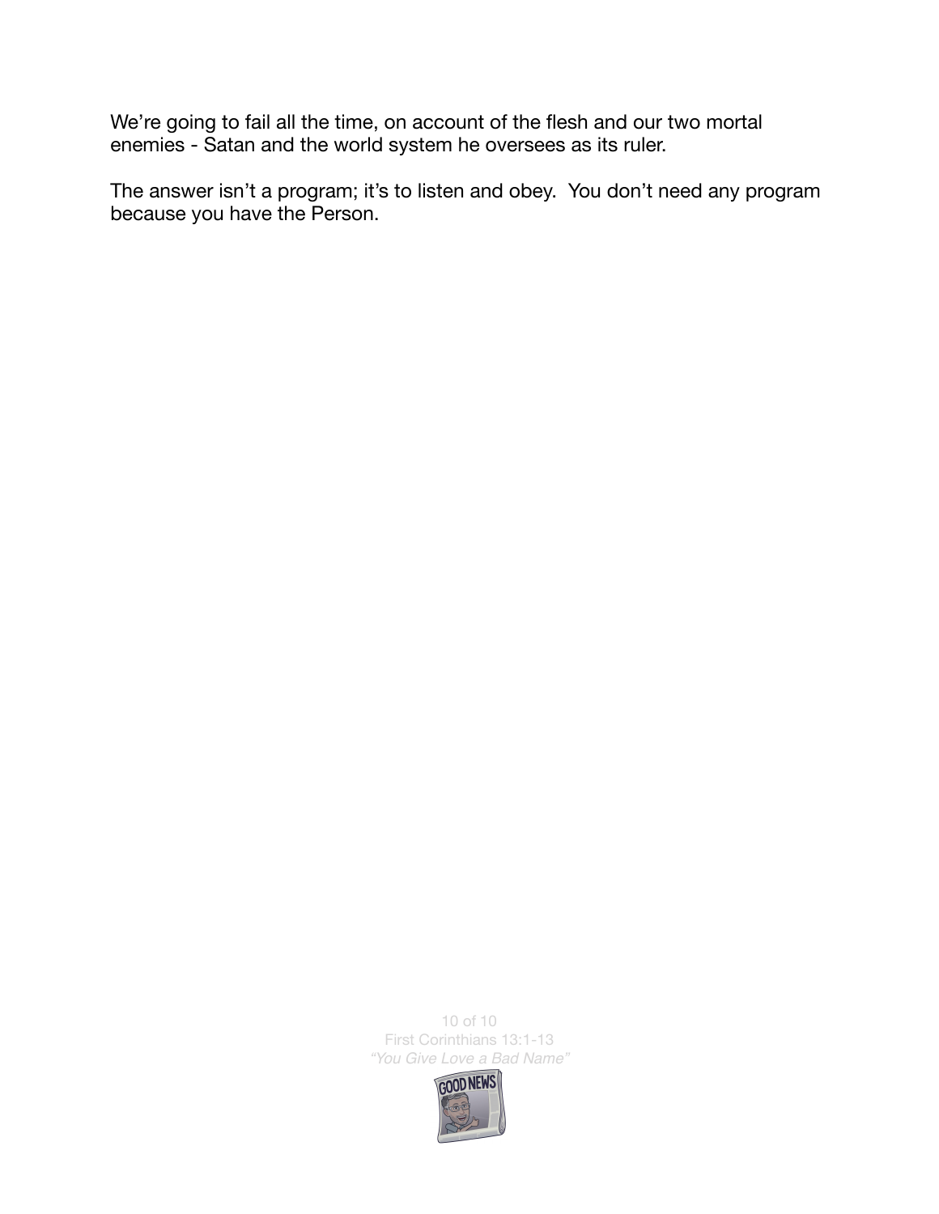We're going to fail all the time, on account of the flesh and our two mortal enemies - Satan and the world system he oversees as its ruler.

The answer isn't a program; it's to listen and obey.  You don't need any program because you have the Person.